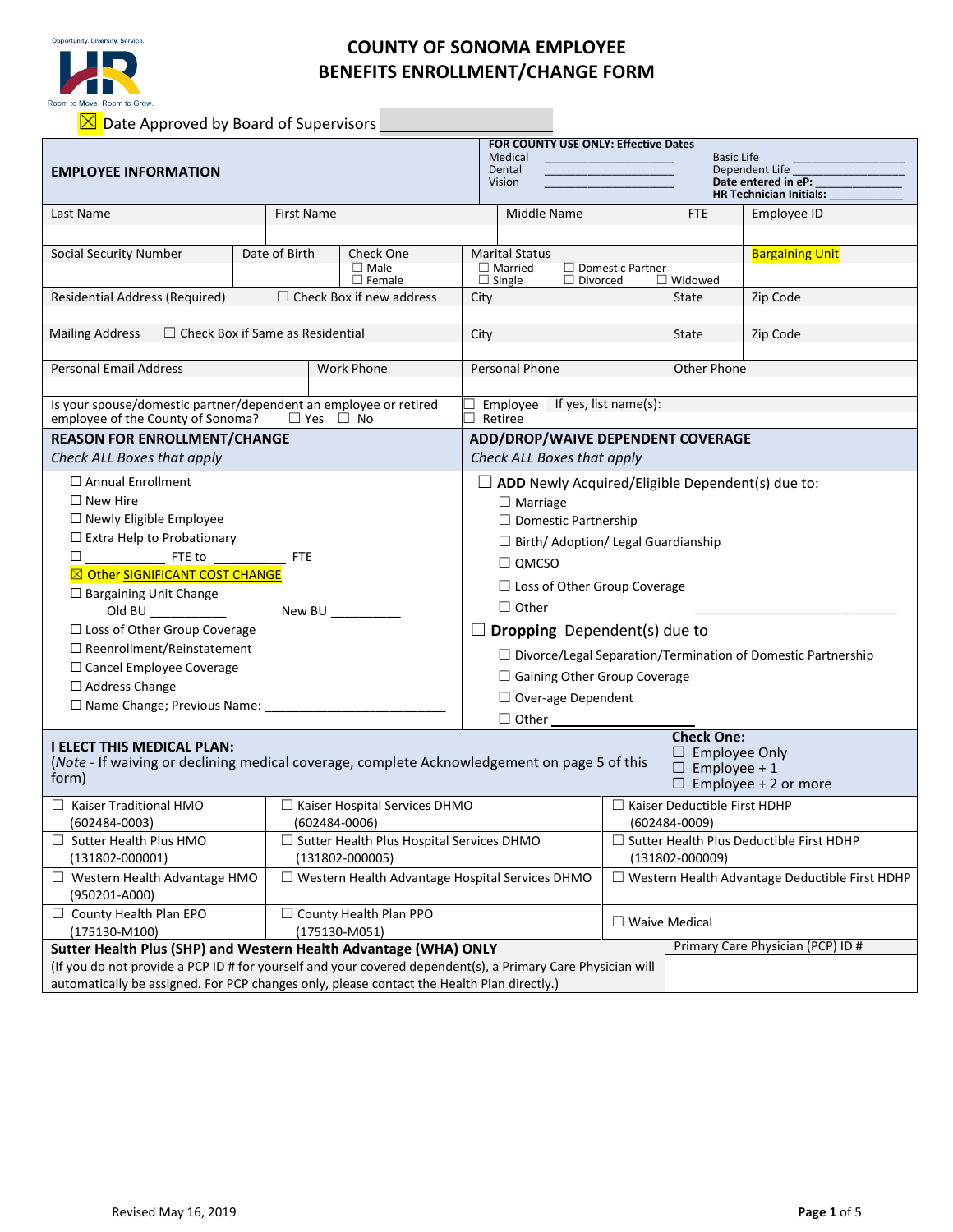Opportunity. Diversity. Service.

Room to Move. Room to Grow.

# COUNTY OF SONOMA EMPLOYEE BENEFITS ENROLLMENT/CHANGE FORM

☒ Date Approved by Board of Supervisors ____________________

| **EMPLOYEE INFORMATION** | **FOR COUNTY USE ONLY: Effective Dates** Medical ________ Dental ________ Vision ________ | Basic Life ________ Dependent Life ________ **Date entered in eP:** ________ **HR Technician Initials:** ________ |
|---|---|---|

| Last Name | First Name | Middle Name | FTE | Employee ID |
|---|---|---|---|---|
| | | | | |

| Social Security Number | Date of Birth | Check One ☐ Male ☐ Female | Marital Status ☐ Married ☐ Single ☐ Domestic Partner ☐ Divorced ☐ Widowed | Bargaining Unit |
|---|---|---|---|---|

| Residential Address (Required) ☐ Check Box if new address | City | State | Zip Code |
|---|---|---|---|
| Mailing Address ☐ Check Box if Same as Residential | City | State | Zip Code |

| Personal Email Address | Work Phone | Personal Phone | Other Phone |
|---|---|---|---|
| | | | |

| Is your spouse/domestic partner/dependent an employee or retired employee of the County of Sonoma? ☐ Yes ☐ No | ☐ Employee ☐ Retiree | If yes, list name(s): |
|---|---|---|

| **REASON FOR ENROLLMENT/CHANGE** *Check ALL Boxes that apply* | **ADD/DROP/WAIVE DEPENDENT COVERAGE** *Check ALL Boxes that apply* |
|---|---|
| ☐ Annual Enrollment<br>☐ New Hire<br>☐ Newly Eligible Employee<br>☐ Extra Help to Probationary<br>☐ ______ FTE to ______ FTE<br>☒ Other SIGNIFICANT COST CHANGE<br>☐ Bargaining Unit Change<br>Old BU ____________ New BU ____________<br>☐ Loss of Other Group Coverage<br>☐ Reenrollment/Reinstatement<br>☐ Cancel Employee Coverage<br>☐ Address Change<br>☐ Name Change; Previous Name: ______________ | ☐ **ADD** Newly Acquired/Eligible Dependent(s) due to:<br>☐ Marriage<br>☐ Domestic Partnership<br>☐ Birth/ Adoption/ Legal Guardianship<br>☐ QMCSO<br>☐ Loss of Other Group Coverage<br>☐ Other ______________<br>☐ **Dropping** Dependent(s) due to<br>☐ Divorce/Legal Separation/Termination of Domestic Partnership<br>☐ Gaining Other Group Coverage<br>☐ Over-age Dependent<br>☐ Other ______________ |

| **I ELECT THIS MEDICAL PLAN:** (*Note* - If waiving or declining medical coverage, complete Acknowledgement on page 5 of this form) | | **Check One:** ☐ Employee Only ☐ Employee + 1 ☐ Employee + 2 or more |
|---|---|---|
| ☐ Kaiser Traditional HMO (602484-0003) | ☐ Kaiser Hospital Services DHMO (602484-0006) | ☐ Kaiser Deductible First HDHP (602484-0009) |
| ☐ Sutter Health Plus HMO (131802-000001) | ☐ Sutter Health Plus Hospital Services DHMO (131802-000005) | ☐ Sutter Health Plus Deductible First HDHP (131802-000009) |
| ☐ Western Health Advantage HMO (950201-A000) | ☐ Western Health Advantage Hospital Services DHMO | ☐ Western Health Advantage Deductible First HDHP |
| ☐ County Health Plan EPO (175130-M100) | ☐ County Health Plan PPO (175130-M051) | ☐ Waive Medical |

| **Sutter Health Plus (SHP) and Western Health Advantage (WHA) ONLY** (If you do not provide a PCP ID # for yourself and your covered dependent(s), a Primary Care Physician will automatically be assigned. For PCP changes only, please contact the Health Plan directly.) | Primary Care Physician (PCP) ID # |
|---|---|

Revised May 16, 2019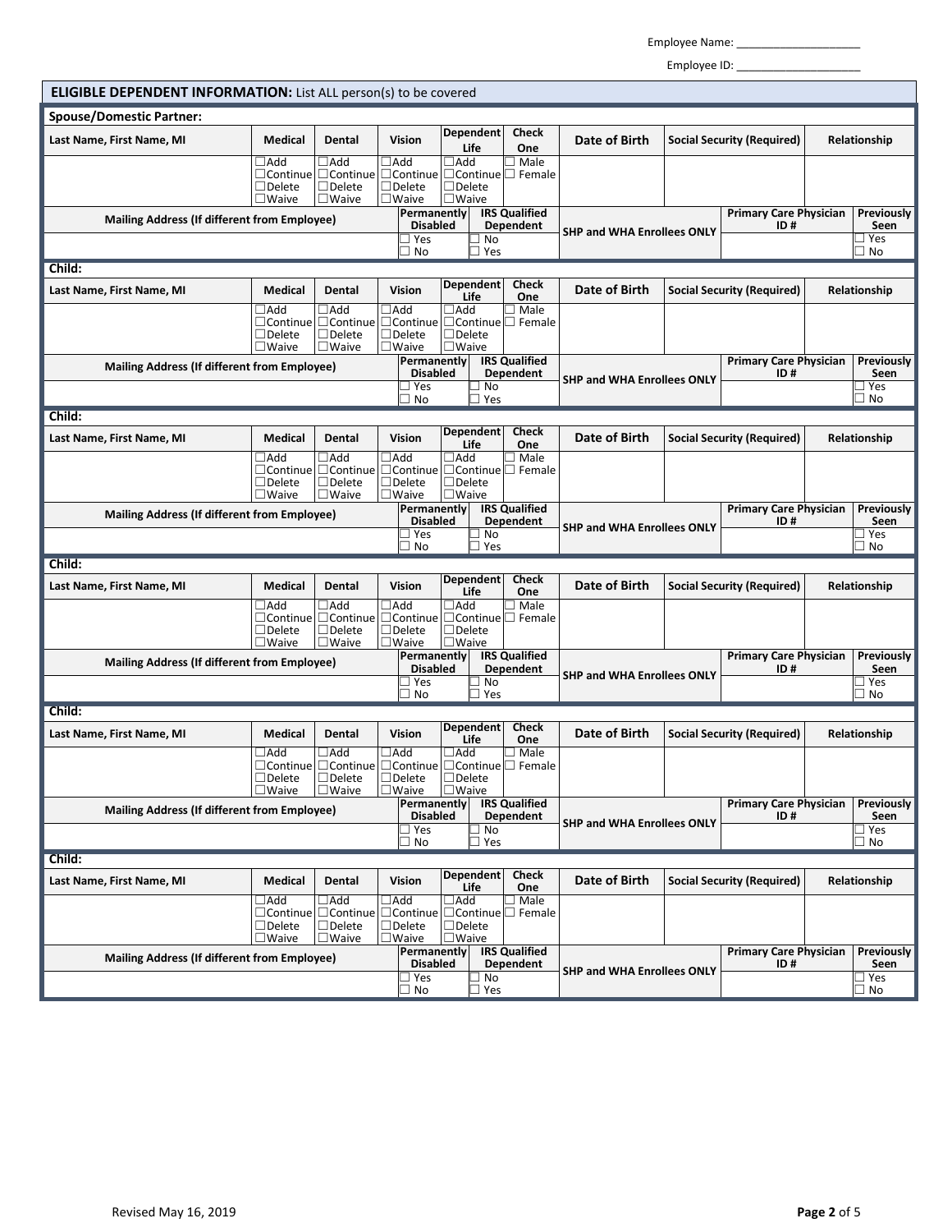Employee Name: ____________________

Employee ID: ____________________

## ELIGIBLE DEPENDENT INFORMATION: List ALL person(s) to be covered

**Spouse/Domestic Partner:**

| Last Name, First Name, MI | Medical | Dental | Vision | Dependent Life | Check One | Date of Birth | Social Security (Required) | Relationship |
|---|---|---|---|---|---|---|---|---|
| | ☐Add ☐Continue ☐Delete ☐Waive | ☐Add ☐Continue ☐Delete ☐Waive | ☐Add ☐Continue ☐Delete ☐Waive | ☐Add ☐Continue ☐Delete ☐Waive | ☐ Male ☐ Female | | | |

| Mailing Address (If different from Employee) | Permanently Disabled | IRS Qualified Dependent | SHP and WHA Enrollees ONLY | Primary Care Physician ID # | Previously Seen |
|---|---|---|---|---|---|
| | ☐ Yes ☐ No | ☐ No ☐ Yes | | | ☐ Yes ☐ No |

**Child:**

| Last Name, First Name, MI | Medical | Dental | Vision | Dependent Life | Check One | Date of Birth | Social Security (Required) | Relationship |
|---|---|---|---|---|---|---|---|---|
| | ☐Add ☐Continue ☐Delete ☐Waive | ☐Add ☐Continue ☐Delete ☐Waive | ☐Add ☐Continue ☐Delete ☐Waive | ☐Add ☐Continue ☐Delete ☐Waive | ☐ Male ☐ Female | | | |

| Mailing Address (If different from Employee) | Permanently Disabled | IRS Qualified Dependent | SHP and WHA Enrollees ONLY | Primary Care Physician ID # | Previously Seen |
|---|---|---|---|---|---|
| | ☐ Yes ☐ No | ☐ No ☐ Yes | | | ☐ Yes ☐ No |

**Child:**

| Last Name, First Name, MI | Medical | Dental | Vision | Dependent Life | Check One | Date of Birth | Social Security (Required) | Relationship |
|---|---|---|---|---|---|---|---|---|
| | ☐Add ☐Continue ☐Delete ☐Waive | ☐Add ☐Continue ☐Delete ☐Waive | ☐Add ☐Continue ☐Delete ☐Waive | ☐Add ☐Continue ☐Delete ☐Waive | ☐ Male ☐ Female | | | |

| Mailing Address (If different from Employee) | Permanently Disabled | IRS Qualified Dependent | SHP and WHA Enrollees ONLY | Primary Care Physician ID # | Previously Seen |
|---|---|---|---|---|---|
| | ☐ Yes ☐ No | ☐ No ☐ Yes | | | ☐ Yes ☐ No |

**Child:**

| Last Name, First Name, MI | Medical | Dental | Vision | Dependent Life | Check One | Date of Birth | Social Security (Required) | Relationship |
|---|---|---|---|---|---|---|---|---|
| | ☐Add ☐Continue ☐Delete ☐Waive | ☐Add ☐Continue ☐Delete ☐Waive | ☐Add ☐Continue ☐Delete ☐Waive | ☐Add ☐Continue ☐Delete ☐Waive | ☐ Male ☐ Female | | | |

| Mailing Address (If different from Employee) | Permanently Disabled | IRS Qualified Dependent | SHP and WHA Enrollees ONLY | Primary Care Physician ID # | Previously Seen |
|---|---|---|---|---|---|
| | ☐ Yes ☐ No | ☐ No ☐ Yes | | | ☐ Yes ☐ No |

**Child:**

| Last Name, First Name, MI | Medical | Dental | Vision | Dependent Life | Check One | Date of Birth | Social Security (Required) | Relationship |
|---|---|---|---|---|---|---|---|---|
| | ☐Add ☐Continue ☐Delete ☐Waive | ☐Add ☐Continue ☐Delete ☐Waive | ☐Add ☐Continue ☐Delete ☐Waive | ☐Add ☐Continue ☐Delete ☐Waive | ☐ Male ☐ Female | | | |

| Mailing Address (If different from Employee) | Permanently Disabled | IRS Qualified Dependent | SHP and WHA Enrollees ONLY | Primary Care Physician ID # | Previously Seen |
|---|---|---|---|---|---|
| | ☐ Yes ☐ No | ☐ No ☐ Yes | | | ☐ Yes ☐ No |

**Child:**

| Last Name, First Name, MI | Medical | Dental | Vision | Dependent Life | Check One | Date of Birth | Social Security (Required) | Relationship |
|---|---|---|---|---|---|---|---|---|
| | ☐Add ☐Continue ☐Delete ☐Waive | ☐Add ☐Continue ☐Delete ☐Waive | ☐Add ☐Continue ☐Delete ☐Waive | ☐Add ☐Continue ☐Delete ☐Waive | ☐ Male ☐ Female | | | |

| Mailing Address (If different from Employee) | Permanently Disabled | IRS Qualified Dependent | SHP and WHA Enrollees ONLY | Primary Care Physician ID # | Previously Seen |
|---|---|---|---|---|---|
| | ☐ Yes ☐ No | ☐ No ☐ Yes | | | ☐ Yes ☐ No |

Revised May 16, 2019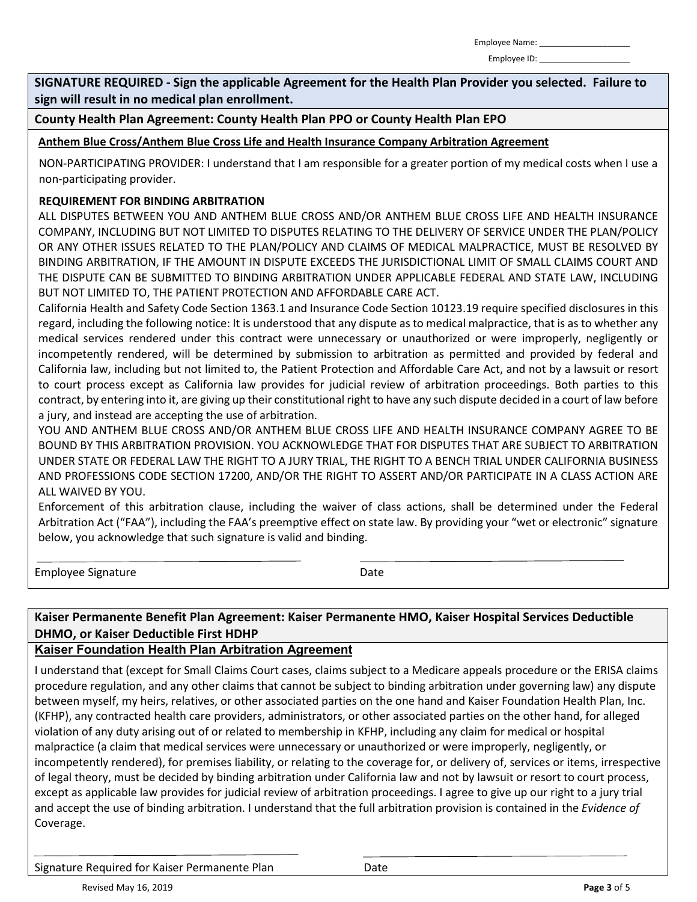Employee Name: ___________________

Employee ID: ___________________

**SIGNATURE REQUIRED - Sign the applicable Agreement for the Health Plan Provider you selected. Failure to sign will result in no medical plan enrollment.**

**County Health Plan Agreement: County Health Plan PPO or County Health Plan EPO**

**Anthem Blue Cross/Anthem Blue Cross Life and Health Insurance Company Arbitration Agreement**

NON-PARTICIPATING PROVIDER: I understand that I am responsible for a greater portion of my medical costs when I use a non-participating provider.

**REQUIREMENT FOR BINDING ARBITRATION**

ALL DISPUTES BETWEEN YOU AND ANTHEM BLUE CROSS AND/OR ANTHEM BLUE CROSS LIFE AND HEALTH INSURANCE COMPANY, INCLUDING BUT NOT LIMITED TO DISPUTES RELATING TO THE DELIVERY OF SERVICE UNDER THE PLAN/POLICY OR ANY OTHER ISSUES RELATED TO THE PLAN/POLICY AND CLAIMS OF MEDICAL MALPRACTICE, MUST BE RESOLVED BY BINDING ARBITRATION, IF THE AMOUNT IN DISPUTE EXCEEDS THE JURISDICTIONAL LIMIT OF SMALL CLAIMS COURT AND THE DISPUTE CAN BE SUBMITTED TO BINDING ARBITRATION UNDER APPLICABLE FEDERAL AND STATE LAW, INCLUDING BUT NOT LIMITED TO, THE PATIENT PROTECTION AND AFFORDABLE CARE ACT.

California Health and Safety Code Section 1363.1 and Insurance Code Section 10123.19 require specified disclosures in this regard, including the following notice: It is understood that any dispute as to medical malpractice, that is as to whether any medical services rendered under this contract were unnecessary or unauthorized or were improperly, negligently or incompetently rendered, will be determined by submission to arbitration as permitted and provided by federal and California law, including but not limited to, the Patient Protection and Affordable Care Act, and not by a lawsuit or resort to court process except as California law provides for judicial review of arbitration proceedings. Both parties to this contract, by entering into it, are giving up their constitutional right to have any such dispute decided in a court of law before a jury, and instead are accepting the use of arbitration.

YOU AND ANTHEM BLUE CROSS AND/OR ANTHEM BLUE CROSS LIFE AND HEALTH INSURANCE COMPANY AGREE TO BE BOUND BY THIS ARBITRATION PROVISION. YOU ACKNOWLEDGE THAT FOR DISPUTES THAT ARE SUBJECT TO ARBITRATION UNDER STATE OR FEDERAL LAW THE RIGHT TO A JURY TRIAL, THE RIGHT TO A BENCH TRIAL UNDER CALIFORNIA BUSINESS AND PROFESSIONS CODE SECTION 17200, AND/OR THE RIGHT TO ASSERT AND/OR PARTICIPATE IN A CLASS ACTION ARE ALL WAIVED BY YOU.

Enforcement of this arbitration clause, including the waiver of class actions, shall be determined under the Federal Arbitration Act ("FAA"), including the FAA's preemptive effect on state law. By providing your "wet or electronic" signature below, you acknowledge that such signature is valid and binding.

___________________________________ ___________________________________

Employee Signature Date

**Kaiser Permanente Benefit Plan Agreement: Kaiser Permanente HMO, Kaiser Hospital Services Deductible DHMO, or Kaiser Deductible First HDHP**

**Kaiser Foundation Health Plan Arbitration Agreement**

I understand that (except for Small Claims Court cases, claims subject to a Medicare appeals procedure or the ERISA claims procedure regulation, and any other claims that cannot be subject to binding arbitration under governing law) any dispute between myself, my heirs, relatives, or other associated parties on the one hand and Kaiser Foundation Health Plan, Inc. (KFHP), any contracted health care providers, administrators, or other associated parties on the other hand, for alleged violation of any duty arising out of or related to membership in KFHP, including any claim for medical or hospital malpractice (a claim that medical services were unnecessary or unauthorized or were improperly, negligently, or incompetently rendered), for premises liability, or relating to the coverage for, or delivery of, services or items, irrespective of legal theory, must be decided by binding arbitration under California law and not by lawsuit or resort to court process, except as applicable law provides for judicial review of arbitration proceedings. I agree to give up our right to a jury trial and accept the use of binding arbitration. I understand that the full arbitration provision is contained in the *Evidence of* Coverage.

___________________________________ ___________________________________

Signature Required for Kaiser Permanente Plan Date

Revised May 16, 2019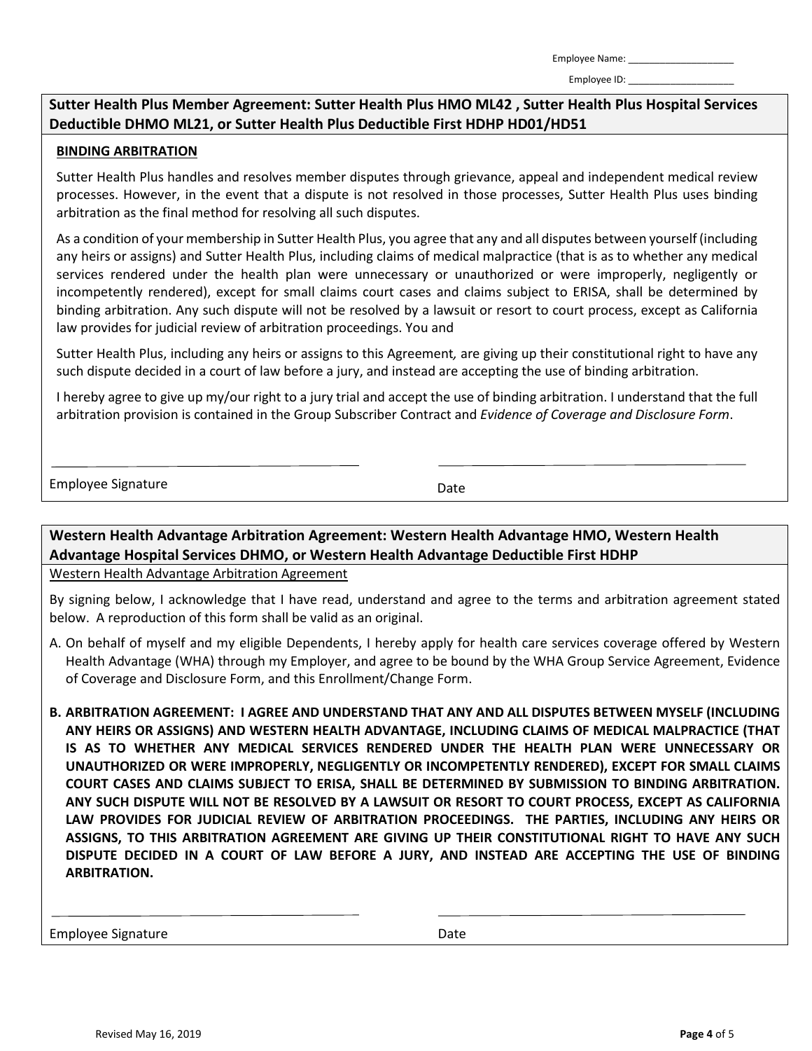Employee Name: ___________________

Employee ID: ___________________

## Sutter Health Plus Member Agreement: Sutter Health Plus HMO ML42 , Sutter Health Plus Hospital Services Deductible DHMO ML21, or Sutter Health Plus Deductible First HDHP HD01/HD51

**BINDING ARBITRATION**

Sutter Health Plus handles and resolves member disputes through grievance, appeal and independent medical review processes. However, in the event that a dispute is not resolved in those processes, Sutter Health Plus uses binding arbitration as the final method for resolving all such disputes.

As a condition of your membership in Sutter Health Plus, you agree that any and all disputes between yourself (including any heirs or assigns) and Sutter Health Plus, including claims of medical malpractice (that is as to whether any medical services rendered under the health plan were unnecessary or unauthorized or were improperly, negligently or incompetently rendered), except for small claims court cases and claims subject to ERISA, shall be determined by binding arbitration. Any such dispute will not be resolved by a lawsuit or resort to court process, except as California law provides for judicial review of arbitration proceedings. You and

Sutter Health Plus, including any heirs or assigns to this Agreement, are giving up their constitutional right to have any such dispute decided in a court of law before a jury, and instead are accepting the use of binding arbitration.

I hereby agree to give up my/our right to a jury trial and accept the use of binding arbitration. I understand that the full arbitration provision is contained in the Group Subscriber Contract and *Evidence of Coverage and Disclosure Form*.

_______________________________ _______________________________

Employee Signature Date

## Western Health Advantage Arbitration Agreement: Western Health Advantage HMO, Western Health Advantage Hospital Services DHMO, or Western Health Advantage Deductible First HDHP

Western Health Advantage Arbitration Agreement

By signing below, I acknowledge that I have read, understand and agree to the terms and arbitration agreement stated below. A reproduction of this form shall be valid as an original.

A. On behalf of myself and my eligible Dependents, I hereby apply for health care services coverage offered by Western Health Advantage (WHA) through my Employer, and agree to be bound by the WHA Group Service Agreement, Evidence of Coverage and Disclosure Form, and this Enrollment/Change Form.

**B. ARBITRATION AGREEMENT: I AGREE AND UNDERSTAND THAT ANY AND ALL DISPUTES BETWEEN MYSELF (INCLUDING ANY HEIRS OR ASSIGNS) AND WESTERN HEALTH ADVANTAGE, INCLUDING CLAIMS OF MEDICAL MALPRACTICE (THAT IS AS TO WHETHER ANY MEDICAL SERVICES RENDERED UNDER THE HEALTH PLAN WERE UNNECESSARY OR UNAUTHORIZED OR WERE IMPROPERLY, NEGLIGENTLY OR INCOMPETENTLY RENDERED), EXCEPT FOR SMALL CLAIMS COURT CASES AND CLAIMS SUBJECT TO ERISA, SHALL BE DETERMINED BY SUBMISSION TO BINDING ARBITRATION. ANY SUCH DISPUTE WILL NOT BE RESOLVED BY A LAWSUIT OR RESORT TO COURT PROCESS, EXCEPT AS CALIFORNIA LAW PROVIDES FOR JUDICIAL REVIEW OF ARBITRATION PROCEEDINGS. THE PARTIES, INCLUDING ANY HEIRS OR ASSIGNS, TO THIS ARBITRATION AGREEMENT ARE GIVING UP THEIR CONSTITUTIONAL RIGHT TO HAVE ANY SUCH DISPUTE DECIDED IN A COURT OF LAW BEFORE A JURY, AND INSTEAD ARE ACCEPTING THE USE OF BINDING ARBITRATION.**

_______________________________ _______________________________

Employee Signature Date

Revised May 16, 2019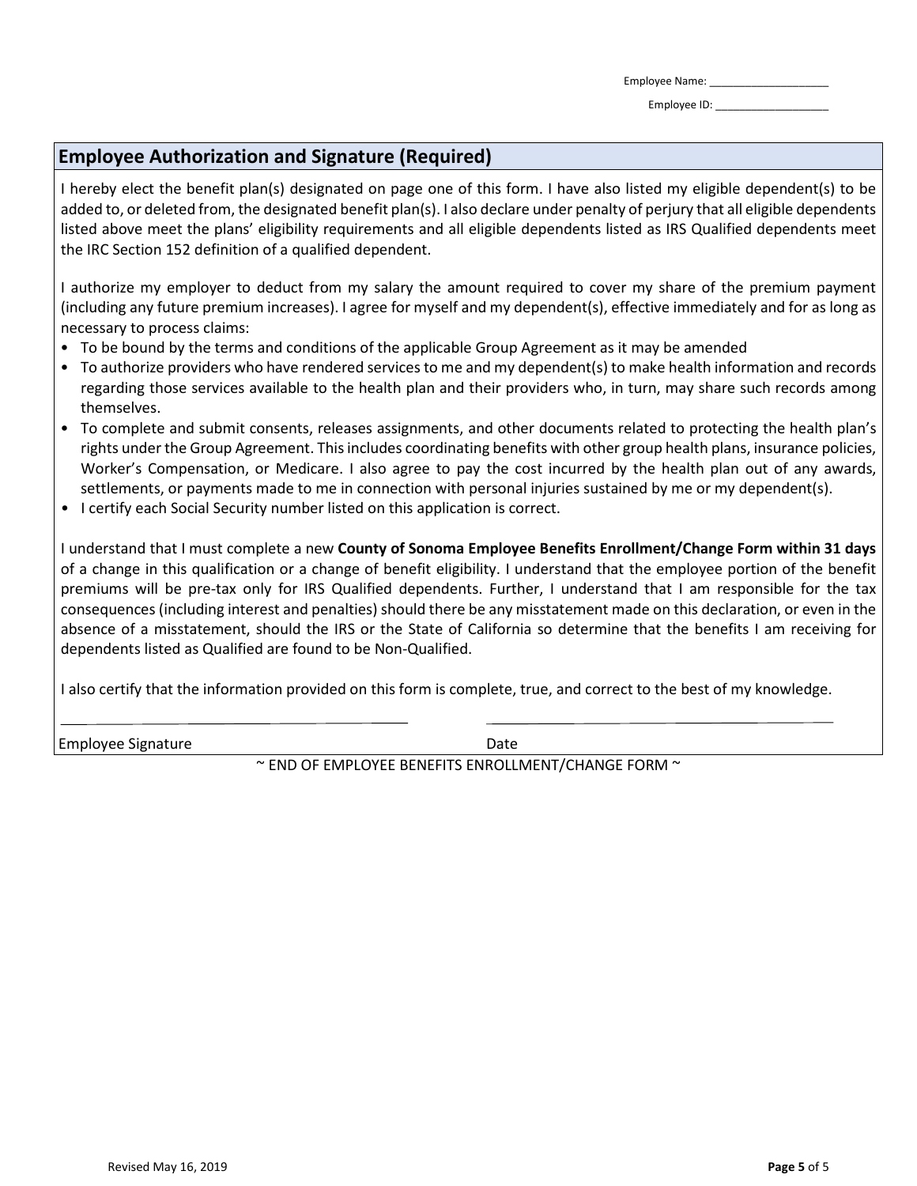Employee Name: ___________________

Employee ID: ___________________

## Employee Authorization and Signature (Required)

I hereby elect the benefit plan(s) designated on page one of this form. I have also listed my eligible dependent(s) to be added to, or deleted from, the designated benefit plan(s). I also declare under penalty of perjury that all eligible dependents listed above meet the plans' eligibility requirements and all eligible dependents listed as IRS Qualified dependents meet the IRC Section 152 definition of a qualified dependent.

I authorize my employer to deduct from my salary the amount required to cover my share of the premium payment (including any future premium increases). I agree for myself and my dependent(s), effective immediately and for as long as necessary to process claims:

- To be bound by the terms and conditions of the applicable Group Agreement as it may be amended
- To authorize providers who have rendered services to me and my dependent(s) to make health information and records regarding those services available to the health plan and their providers who, in turn, may share such records among themselves.
- To complete and submit consents, releases assignments, and other documents related to protecting the health plan's rights under the Group Agreement. This includes coordinating benefits with other group health plans, insurance policies, Worker's Compensation, or Medicare. I also agree to pay the cost incurred by the health plan out of any awards, settlements, or payments made to me in connection with personal injuries sustained by me or my dependent(s).
- I certify each Social Security number listed on this application is correct.

I understand that I must complete a new **County of Sonoma Employee Benefits Enrollment/Change Form within 31 days** of a change in this qualification or a change of benefit eligibility. I understand that the employee portion of the benefit premiums will be pre-tax only for IRS Qualified dependents. Further, I understand that I am responsible for the tax consequences (including interest and penalties) should there be any misstatement made on this declaration, or even in the absence of a misstatement, should the IRS or the State of California so determine that the benefits I am receiving for dependents listed as Qualified are found to be Non-Qualified.

I also certify that the information provided on this form is complete, true, and correct to the best of my knowledge.

_______________________________ _______________________________

Employee Signature Date

~ END OF EMPLOYEE BENEFITS ENROLLMENT/CHANGE FORM ~

Revised May 16, 2019